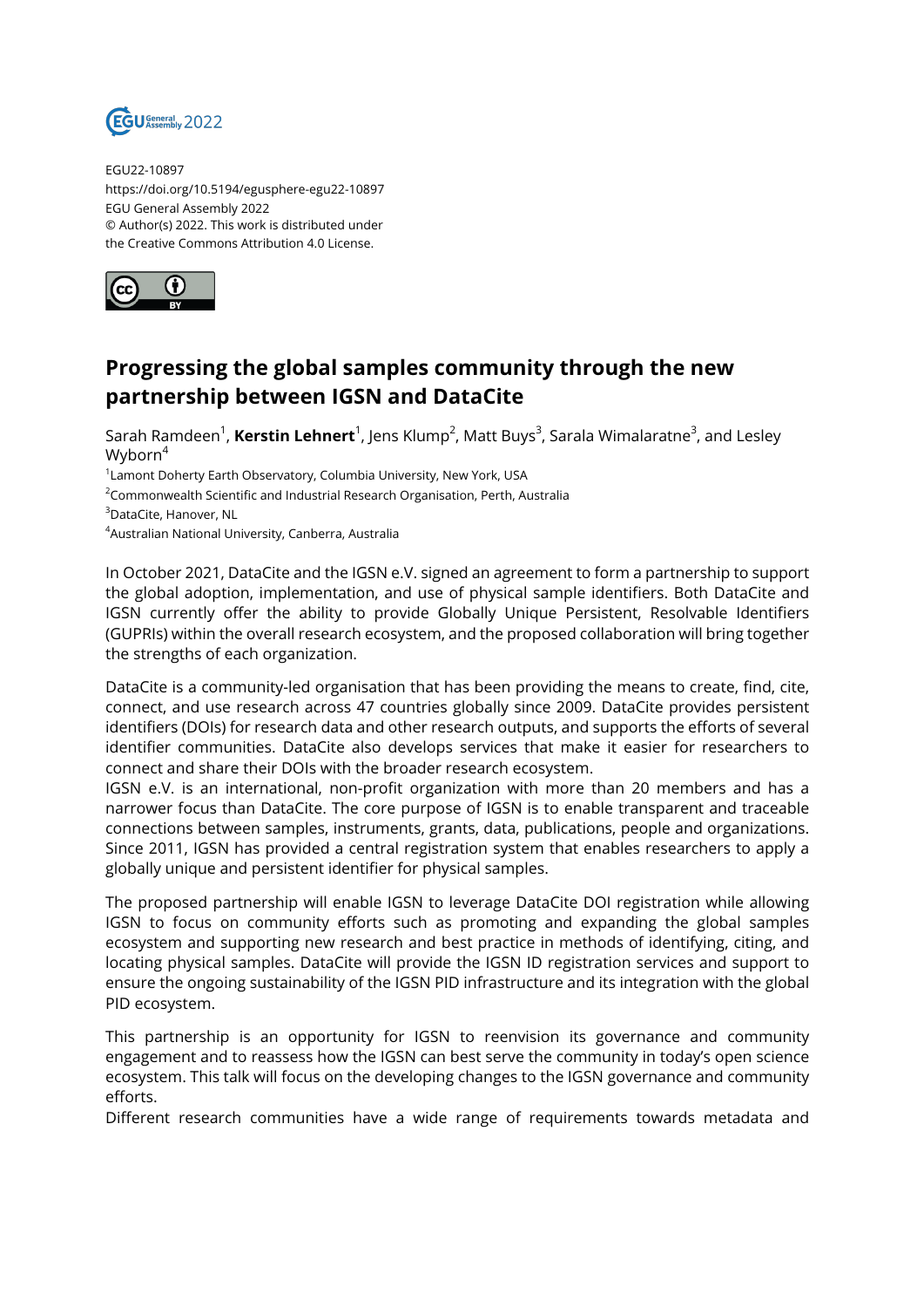EGU22-10897
https://doi.org/10.5194/egusphere-egu22-10897
EGU General Assembly 2022
© Author(s) 2022. This work is distributed under
the Creative Commons Attribution 4.0 License.

# Progressing the global samples community through the new partnership between IGSN and DataCite

Sarah Ramdeen[1], **Kerstin Lehnert**[1], Jens Klump[2], Matt Buys[3], Sarala Wimalaratne[3], and Lesley Wyborn[4]

[1]Lamont Doherty Earth Observatory, Columbia University, New York, USA
[2]Commonwealth Scientific and Industrial Research Organisation, Perth, Australia
[3]DataCite, Hanover, NL
[4]Australian National University, Canberra, Australia

In October 2021, DataCite and the IGSN e.V. signed an agreement to form a partnership to support the global adoption, implementation, and use of physical sample identifiers. Both DataCite and IGSN currently offer the ability to provide Globally Unique Persistent, Resolvable Identifiers (GUPRIs) within the overall research ecosystem, and the proposed collaboration will bring together the strengths of each organization.

DataCite is a community-led organisation that has been providing the means to create, find, cite, connect, and use research across 47 countries globally since 2009. DataCite provides persistent identifiers (DOIs) for research data and other research outputs, and supports the efforts of several identifier communities. DataCite also develops services that make it easier for researchers to connect and share their DOIs with the broader research ecosystem.
IGSN e.V. is an international, non-profit organization with more than 20 members and has a narrower focus than DataCite. The core purpose of IGSN is to enable transparent and traceable connections between samples, instruments, grants, data, publications, people and organizations. Since 2011, IGSN has provided a central registration system that enables researchers to apply a globally unique and persistent identifier for physical samples.

The proposed partnership will enable IGSN to leverage DataCite DOI registration while allowing IGSN to focus on community efforts such as promoting and expanding the global samples ecosystem and supporting new research and best practice in methods of identifying, citing, and locating physical samples. DataCite will provide the IGSN ID registration services and support to ensure the ongoing sustainability of the IGSN PID infrastructure and its integration with the global PID ecosystem.

This partnership is an opportunity for IGSN to reenvision its governance and community engagement and to reassess how the IGSN can best serve the community in today's open science ecosystem. This talk will focus on the developing changes to the IGSN governance and community efforts.
Different research communities have a wide range of requirements towards metadata and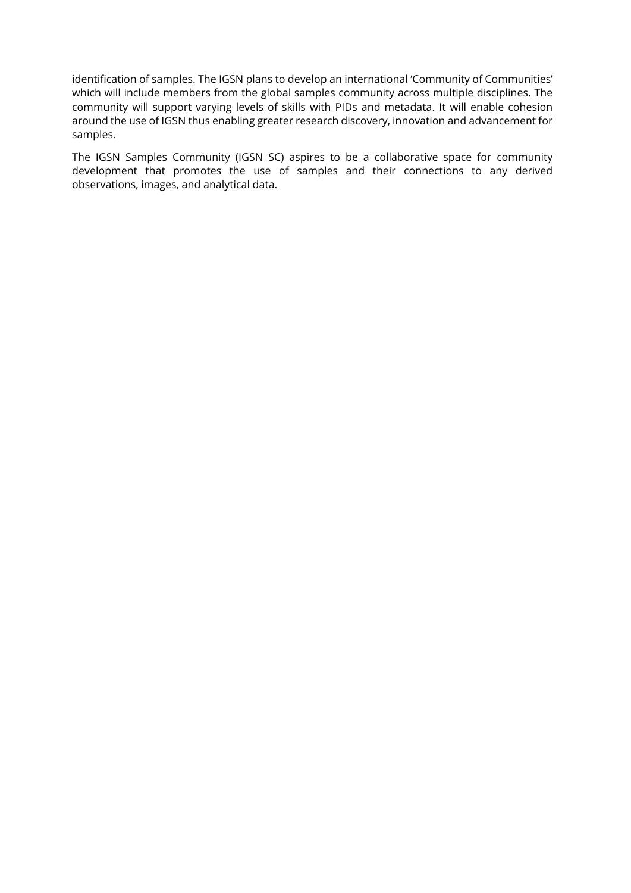identification of samples. The IGSN plans to develop an international 'Community of Communities' which will include members from the global samples community across multiple disciplines. The community will support varying levels of skills with PIDs and metadata. It will enable cohesion around the use of IGSN thus enabling greater research discovery, innovation and advancement for samples.

The IGSN Samples Community (IGSN SC) aspires to be a collaborative space for community development that promotes the use of samples and their connections to any derived observations, images, and analytical data.